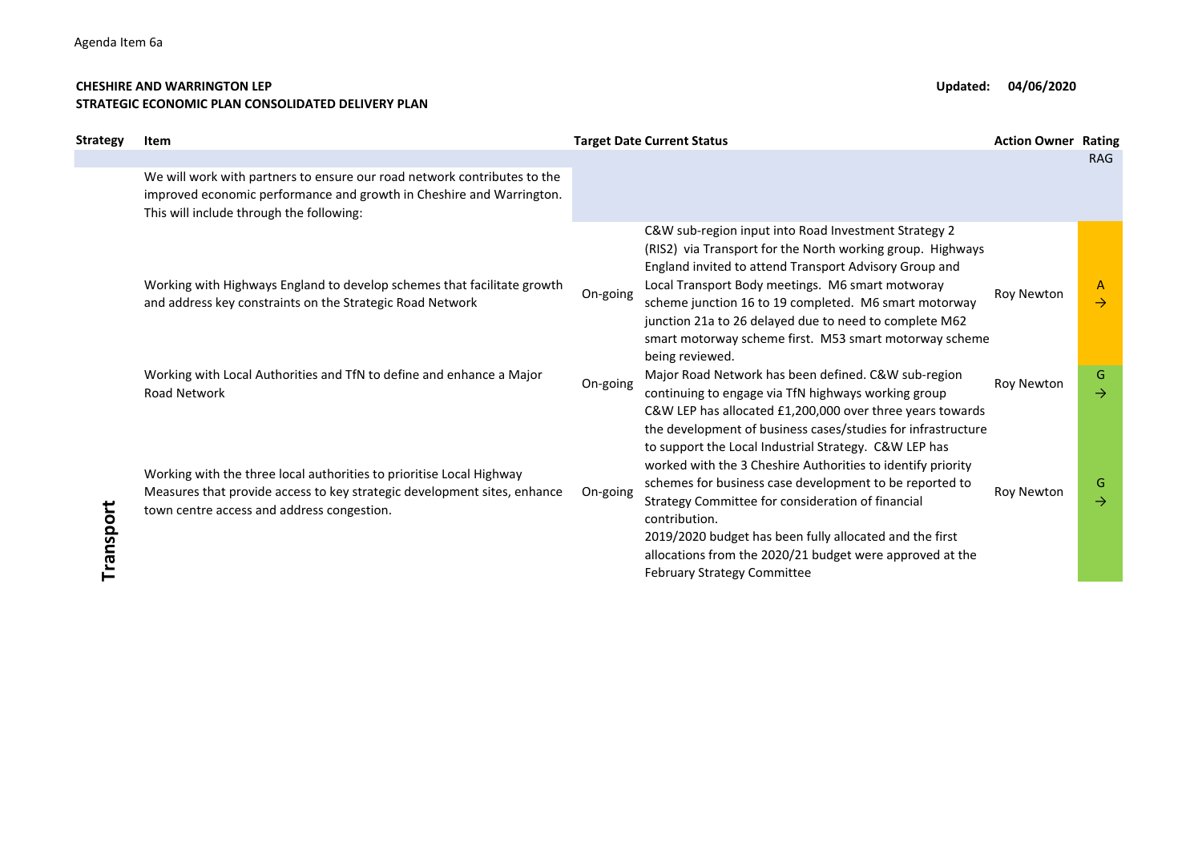Agenda Item 6a

**CHESHIRE AND WARRINGTON LEP**
**STRATEGIC ECONOMIC PLAN CONSOLIDATED DELIVERY PLAN**

**Updated: 04/06/2020**

| Strategy | Item | Target Date | Current Status | Action Owner | Rating RAG |
|---|---|---|---|---|---|
| Transport | We will work with partners to ensure our road network contributes to the improved economic performance and growth in Cheshire and Warrington. This will include through the following: | | | | |
| | Working with Highways England to develop schemes that facilitate growth and address key constraints on the Strategic Road Network | On-going | C&W sub-region input into Road Investment Strategy 2 (RIS2) via Transport for the North working group. Highways England invited to attend Transport Advisory Group and Local Transport Body meetings. M6 smart motoway scheme junction 16 to 19 completed. M6 smart motorway junction 21a to 26 delayed due to need to complete M62 smart motorway scheme first. M53 smart motorway scheme being reviewed. | Roy Newton | A → |
| | Working with Local Authorities and TfN to define and enhance a Major Road Network | On-going | Major Road Network has been defined. C&W sub-region continuing to engage via TfN highways working group | Roy Newton | G → |
| | Working with the three local authorities to prioritise Local Highway Measures that provide access to key strategic development sites, enhance town centre access and address congestion. | On-going | C&W LEP has allocated £1,200,000 over three years towards the development of business cases/studies for infrastructure to support the Local Industrial Strategy. C&W LEP has worked with the 3 Cheshire Authorities to identify priority schemes for business case development to be reported to Strategy Committee for consideration of financial contribution.<br>2019/2020 budget has been fully allocated and the first allocations from the 2020/21 budget were approved at the February Strategy Committee | Roy Newton | G → |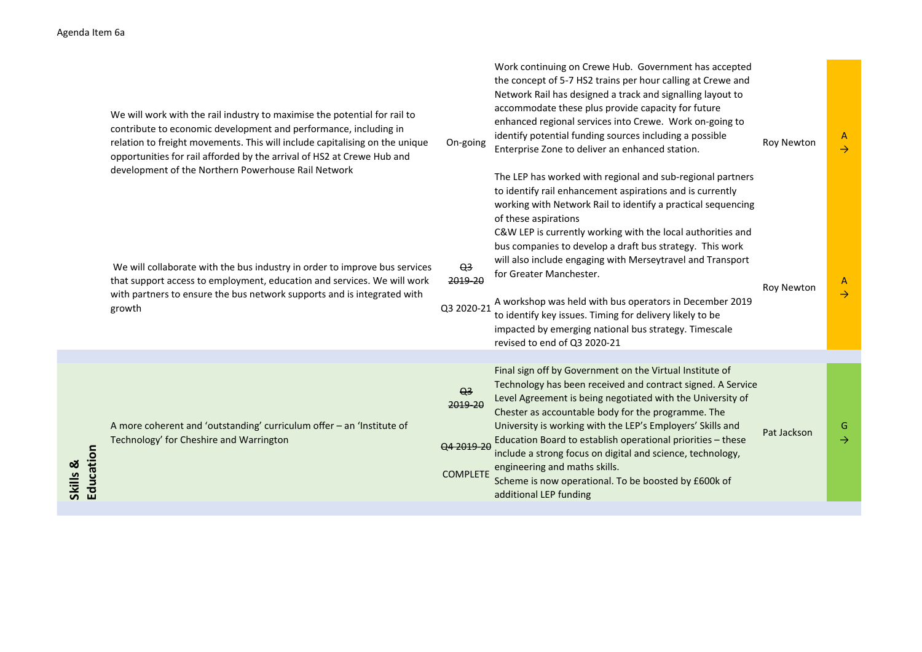Agenda Item 6a

| | | | | | |
|---|---|---|---|---|---|
| | We will work with the rail industry to maximise the potential for rail to contribute to economic development and performance, including in relation to freight movements. This will include capitalising on the unique opportunities for rail afforded by the arrival of HS2 at Crewe Hub and development of the Northern Powerhouse Rail Network | On-going | Work continuing on Crewe Hub. Government has accepted the concept of 5-7 HS2 trains per hour calling at Crewe and Network Rail has designed a track and signalling layout to accommodate these plus provide capacity for future enhanced regional services into Crewe. Work on-going to identify potential funding sources including a possible Enterprise Zone to deliver an enhanced station.<br><br>The LEP has worked with regional and sub-regional partners to identify rail enhancement aspirations and is currently working with Network Rail to identify a practical sequencing of these aspirations | Roy Newton | A → |
| | We will collaborate with the bus industry in order to improve bus services that support access to employment, education and services. We will work with partners to ensure the bus network supports and is integrated with growth | ~~Q3 2019-20~~<br><br>Q3 2020-21 | C&W LEP is currently working with the local authorities and bus companies to develop a draft bus strategy. This work will also include engaging with Merseytravel and Transport for Greater Manchester.<br><br>A workshop was held with bus operators in December 2019 to identify key issues. Timing for delivery likely to be impacted by emerging national bus strategy. Timescale revised to end of Q3 2020-21 | Roy Newton | A → |
| | | | | | |
| **Skills & Education** | A more coherent and 'outstanding' curriculum offer – an 'Institute of Technology' for Cheshire and Warrington | ~~Q3 2019-20~~<br><br>~~Q4 2019-20~~<br><br>COMPLETE | Final sign off by Government on the Virtual Institute of Technology has been received and contract signed. A Service Level Agreement is being negotiated with the University of Chester as accountable body for the programme. The University is working with the LEP's Employers' Skills and Education Board to establish operational priorities – these include a strong focus on digital and science, technology, engineering and maths skills.<br>Scheme is now operational. To be boosted by £600k of additional LEP funding | Pat Jackson | G → |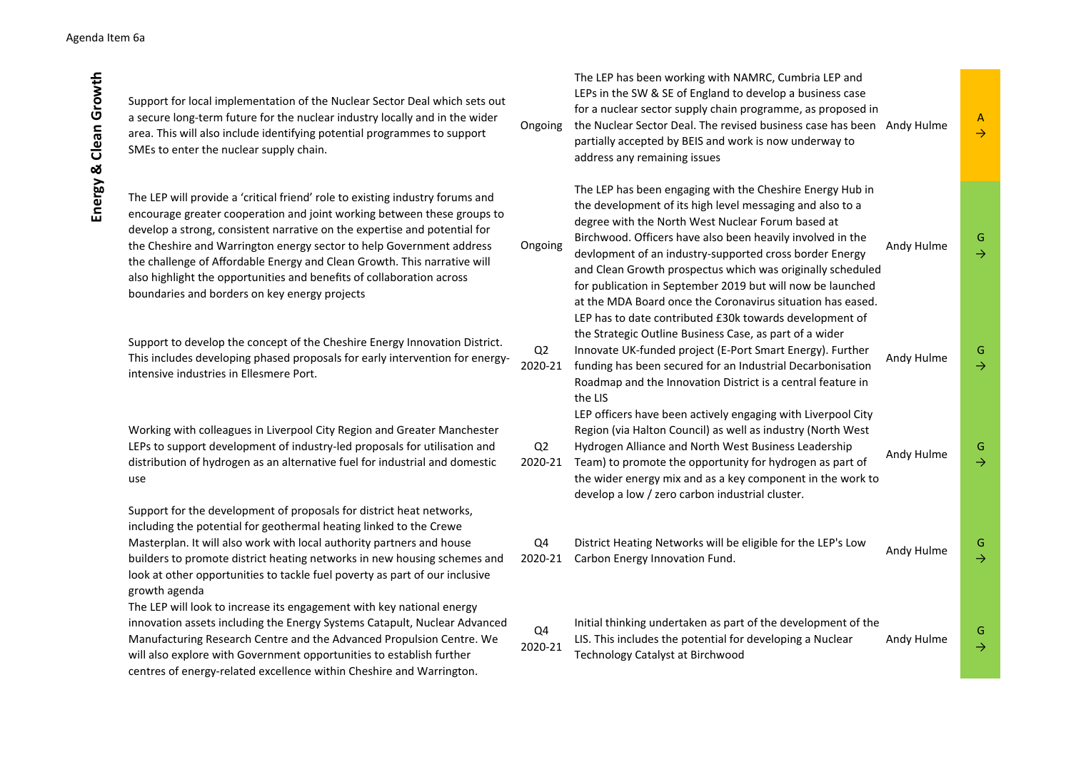Agenda Item 6a

| Theme | Action | Timescale | Progress | Lead | RAG |
|---|---|---|---|---|---|
| **Energy & Clean Growth** | Support for local implementation of the Nuclear Sector Deal which sets out a secure long-term future for the nuclear industry locally and in the wider area. This will also include identifying potential programmes to support SMEs to enter the nuclear supply chain. | Ongoing | The LEP has been working with NAMRC, Cumbria LEP and LEPs in the SW & SE of England to develop a business case for a nuclear sector supply chain programme, as proposed in the Nuclear Sector Deal. The revised business case has been partially accepted by BEIS and work is now underway to address any remaining issues | Andy Hulme | A → |
| | The LEP will provide a 'critical friend' role to existing industry forums and encourage greater cooperation and joint working between these groups to develop a strong, consistent narrative on the expertise and potential for the Cheshire and Warrington energy sector to help Government address the challenge of Affordable Energy and Clean Growth. This narrative will also highlight the opportunities and benefits of collaboration across boundaries and borders on key energy projects | Ongoing | The LEP has been engaging with the Cheshire Energy Hub in the development of its high level messaging and also to a degree with the North West Nuclear Forum based at Birchwood. Officers have also been heavily involved in the devlopment of an industry-supported cross border Energy and Clean Growth prospectus which was originally scheduled for publication in September 2019 but will now be launched at the MDA Board once the Coronavirus situation has eased. | Andy Hulme | G → |
| | Support to develop the concept of the Cheshire Energy Innovation District. This includes developing phased proposals for early intervention for energy-intensive industries in Ellesmere Port. | Q2 2020-21 | LEP has to date contributed £30k towards development of the Strategic Outline Business Case, as part of a wider Innovate UK-funded project (E-Port Smart Energy). Further funding has been secured for an Industrial Decarbonisation Roadmap and the Innovation District is a central feature in the LIS | Andy Hulme | G → |
| | Working with colleagues in Liverpool City Region and Greater Manchester LEPs to support development of industry-led proposals for utilisation and distribution of hydrogen as an alternative fuel for industrial and domestic use | Q2 2020-21 | LEP officers have been actively engaging with Liverpool City Region (via Halton Council) as well as industry (North West Hydrogen Alliance and North West Business Leadership Team) to promote the opportunity for hydrogen as part of the wider energy mix and as a key component in the work to develop a low / zero carbon industrial cluster. | Andy Hulme | G → |
| | Support for the development of proposals for district heat networks, including the potential for geothermal heating linked to the Crewe Masterplan. It will also work with local authority partners and house builders to promote district heating networks in new housing schemes and look at other opportunities to tackle fuel poverty as part of our inclusive growth agenda | Q4 2020-21 | District Heating Networks will be eligible for the LEP's Low Carbon Energy Innovation Fund. | Andy Hulme | G → |
| | The LEP will look to increase its engagement with key national energy innovation assets including the Energy Systems Catapult, Nuclear Advanced Manufacturing Research Centre and the Advanced Propulsion Centre. We will also explore with Government opportunities to establish further centres of energy-related excellence within Cheshire and Warrington. | Q4 2020-21 | Initial thinking undertaken as part of the development of the LIS. This includes the potential for developing a Nuclear Technology Catalyst at Birchwood | Andy Hulme | G → |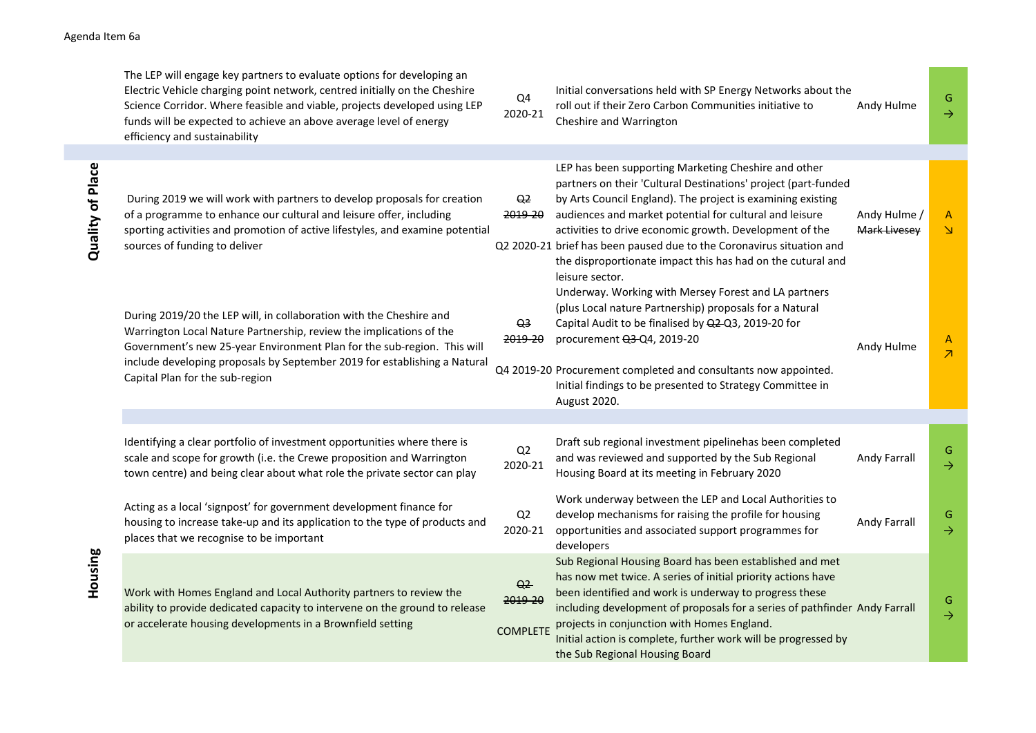Agenda Item 6a

| Theme | Action | Timescale | Progress | Lead | RAG |
|---|---|---|---|---|---|
| | The LEP will engage key partners to evaluate options for developing an Electric Vehicle charging point network, centred initially on the Cheshire Science Corridor. Where feasible and viable, projects developed using LEP funds will be expected to achieve an above average level of energy efficiency and sustainability | Q4 2020-21 | Initial conversations held with SP Energy Networks about the roll out if their Zero Carbon Communities initiative to Cheshire and Warrington | Andy Hulme | G → |
| **Quality of Place** | During 2019 we will work with partners to develop proposals for creation of a programme to enhance our cultural and leisure offer, including sporting activities and promotion of active lifestyles, and examine potential sources of funding to deliver | ~~Q2 2019-20~~ Q2 2020-21 | LEP has been supporting Marketing Cheshire and other partners on their 'Cultural Destinations' project (part-funded by Arts Council England). The project is examining existing audiences and market potential for cultural and leisure activities to drive economic growth. Development of the brief has been paused due to the Coronavirus situation and the disproportionate impact this has had on the cutural and leisure sector. | Andy Hulme / ~~Mark Livesey~~ | A ↘ |
| **Quality of Place** | During 2019/20 the LEP will, in collaboration with the Cheshire and Warrington Local Nature Partnership, review the implications of the Government's new 25-year Environment Plan for the sub-region. This will include developing proposals by September 2019 for establishing a Natural Capital Plan for the sub-region | ~~Q3 2019-20~~ Q4 2019-20 | Underway. Working with Mersey Forest and LA partners (plus Local nature Partnership) proposals for a Natural Capital Audit to be finalised by ~~Q2~~ Q3, 2019-20 for procurement ~~Q3~~ Q4, 2019-20<br><br>Procurement completed and consultants now appointed. Initial findings to be presented to Strategy Committee in August 2020. | Andy Hulme | A ↗ |
| **Housing** | Identifying a clear portfolio of investment opportunities where there is scale and scope for growth (i.e. the Crewe proposition and Warrington town centre) and being clear about what role the private sector can play | Q2 2020-21 | Draft sub regional investment pipelinehas been completed and was reviewed and supported by the Sub Regional Housing Board at its meeting in February 2020 | Andy Farrall | G → |
| **Housing** | Acting as a local 'signpost' for government development finance for housing to increase take-up and its application to the type of products and places that we recognise to be important | Q2 2020-21 | Work underway between the LEP and Local Authorities to develop mechanisms for raising the profile for housing opportunities and associated support programmes for developers | Andy Farrall | G → |
| **Housing** | Work with Homes England and Local Authority partners to review the ability to provide dedicated capacity to intervene on the ground to release or accelerate housing developments in a Brownfield setting | ~~Q2 2019-20~~ COMPLETE | Sub Regional Housing Board has been established and met has now met twice. A series of initial priority actions have been identified and work is underway to progress these including development of proposals for a series of pathfinder projects in conjunction with Homes England.<br>Initial action is complete, further work will be progressed by the Sub Regional Housing Board | Andy Farrall | G → |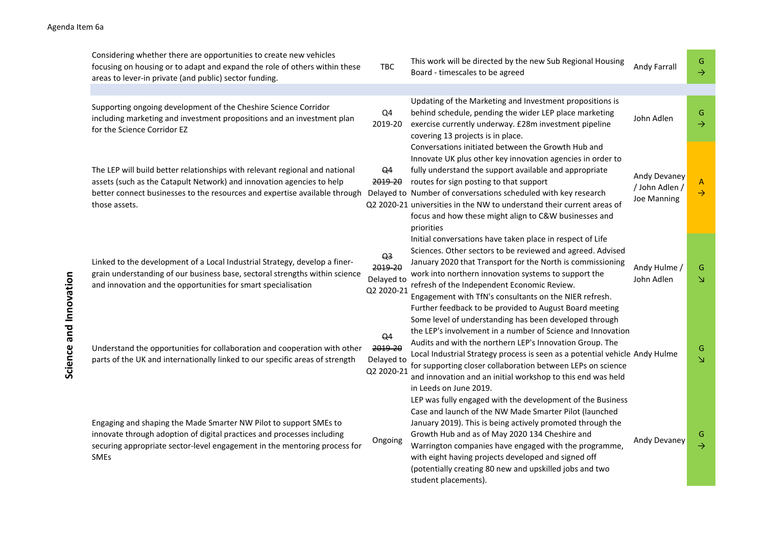Agenda Item 6a

| | Action | Timescale | Progress | Lead | RAG |
|---|---|---|---|---|---|
| | Considering whether there are opportunities to create new vehicles focusing on housing or to adapt and expand the role of others within these areas to lever-in private (and public) sector funding. | TBC | This work will be directed by the new Sub Regional Housing Board - timescales to be agreed | Andy Farrall | G → |
| | | | | | |
| **Science and Innovation** | Supporting ongoing development of the Cheshire Science Corridor including marketing and investment propositions and an investment plan for the Science Corridor EZ | Q4 2019-20 | Updating of the Marketing and Investment propositions is behind schedule, pending the wider LEP place marketing exercise currently underway. £28m investment pipeline covering 13 projects is in place. | John Adlen | G → |
| | The LEP will build better relationships with relevant regional and national assets (such as the Catapult Network) and innovation agencies to help better connect businesses to the resources and expertise available through those assets. | ~~Q4 2019-20~~ Delayed to Q2 2020-21 | Conversations initiated between the Growth Hub and Innovate UK plus other key innovation agencies in order to fully understand the support available and appropriate routes for sign posting to that support Number of conversations scheduled with key research universities in the NW to understand their current areas of focus and how these might align to C&W businesses and priorities | Andy Devaney / John Adlen / Joe Manning | A → |
| | Linked to the development of a Local Industrial Strategy, develop a finer-grain understanding of our business base, sectoral strengths within science and innovation and the opportunities for smart specialisation | ~~Q3 2019-20~~ Delayed to Q2 2020-21 | Initial conversations have taken place in respect of Life Sciences. Other sectors to be reviewed and agreed. Advised January 2020 that Transport for the North is commissioning work into northern innovation systems to support the refresh of the Independent Economic Review. Engagement with TfN's consultants on the NIER refresh. Further feedback to be provided to August Board meeting | Andy Hulme / John Adlen | G ↘ |
| | Understand the opportunities for collaboration and cooperation with other parts of the UK and internationally linked to our specific areas of strength | ~~Q4 2019-20~~ Delayed to Q2 2020-21 | Some level of understanding has been developed through the LEP's involvement in a number of Science and Innovation Audits and with the northern LEP's Innovation Group. The Local Industrial Strategy process is seen as a potential vehicle for supporting closer collaboration between LEPs on science and innovation and an initial workshop to this end was held in Leeds on June 2019. | Andy Hulme | G ↘ |
| | Engaging and shaping the Made Smarter NW Pilot to support SMEs to innovate through adoption of digital practices and processes including securing appropriate sector-level engagement in the mentoring process for SMEs | Ongoing | LEP was fully engaged with the development of the Business Case and launch of the NW Made Smarter Pilot (launched January 2019). This is being actively promoted through the Growth Hub and as of May 2020 134 Cheshire and Warrington companies have engaged with the programme, with eight having projects developed and signed off (potentially creating 80 new and upskilled jobs and two student placements). | Andy Devaney | G → |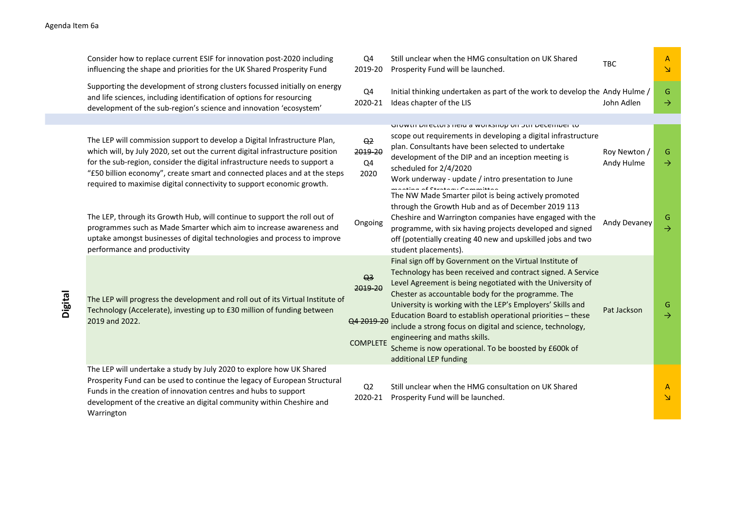| | | | | | |
|---|---|---|---|---|---|
| | Consider how to replace current ESIF for innovation post-2020 including influencing the shape and priorities for the UK Shared Prosperity Fund | Q4 2019-20 | Still unclear when the HMG consultation on UK Shared Prosperity Fund will be launched. | TBC | A ↘ |
| | Supporting the development of strong clusters focussed initially on energy and life sciences, including identification of options for resourcing development of the sub-region's science and innovation 'ecosystem' | Q4 2020-21 | Initial thinking undertaken as part of the work to develop the Ideas chapter of the LIS | Andy Hulme / John Adlen | G → |
| | | | | | |
| **Digital** | The LEP will commission support to develop a Digital Infrastructure Plan, which will, by July 2020, set out the current digital infrastructure position for the sub-region, consider the digital infrastructure needs to support a "£50 billion economy", create smart and connected places and at the steps required to maximise digital connectivity to support economic growth. | ~~Q2 2019-20~~ Q4 2020 | Growth Directors held a workshop on 5th December to scope out requirements in developing a digital infrastructure plan. Consultants have been selected to undertake development of the DIP and an inception meeting is scheduled for 2/4/2020 Work underway - update / intro presentation to June meeting of Strategy Committee | Roy Newton / Andy Hulme | G → |
| | The LEP, through its Growth Hub, will continue to support the roll out of programmes such as Made Smarter which aim to increase awareness and uptake amongst businesses of digital technologies and process to improve performance and productivity | Ongoing | The NW Made Smarter pilot is being actively promoted through the Growth Hub and as of December 2019 113 Cheshire and Warrington companies have engaged with the programme, with six having projects developed and signed off (potentially creating 40 new and upskilled jobs and two student placements). | Andy Devaney | G → |
| | The LEP will progress the development and roll out of its Virtual Institute of Technology (Accelerate), investing up to £30 million of funding between 2019 and 2022. | ~~Q3 2019-20~~ ~~Q4 2019-20~~ COMPLETE | Final sign off by Government on the Virtual Institute of Technology has been received and contract signed. A Service Level Agreement is being negotiated with the University of Chester as accountable body for the programme. The University is working with the LEP's Employers' Skills and Education Board to establish operational priorities – these include a strong focus on digital and science, technology, engineering and maths skills. Scheme is now operational. To be boosted by £600k of additional LEP funding | Pat Jackson | G → |
| | The LEP will undertake a study by July 2020 to explore how UK Shared Prosperity Fund can be used to continue the legacy of European Structural Funds in the creation of innovation centres and hubs to support development of the creative an digital community within Cheshire and Warrington | Q2 2020-21 | Still unclear when the HMG consultation on UK Shared Prosperity Fund will be launched. | | A ↘ |